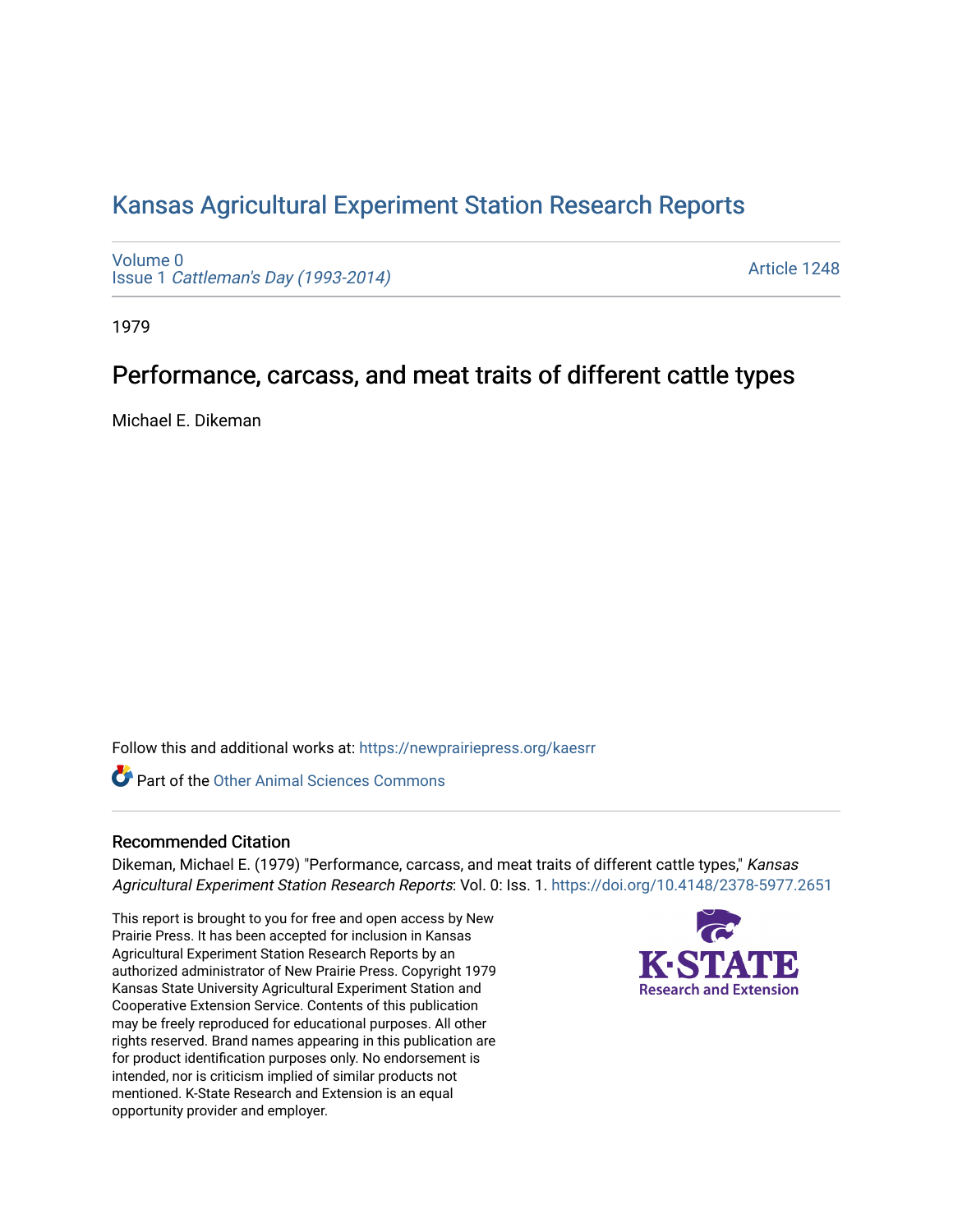# Kansas Agricultural Experiment Station Research Reports

Volume 0
Issue 1 *Cattleman's Day (1993-2014)*

Article 1248

1979

## Performance, carcass, and meat traits of different cattle types

Michael E. Dikeman

Follow this and additional works at: https://newprairiepress.org/kaesrr

Part of the Other Animal Sciences Commons

### Recommended Citation

Dikeman, Michael E. (1979) "Performance, carcass, and meat traits of different cattle types," *Kansas Agricultural Experiment Station Research Reports*: Vol. 0: Iss. 1. https://doi.org/10.4148/2378-5977.2651

This report is brought to you for free and open access by New Prairie Press. It has been accepted for inclusion in Kansas Agricultural Experiment Station Research Reports by an authorized administrator of New Prairie Press. Copyright 1979 Kansas State University Agricultural Experiment Station and Cooperative Extension Service. Contents of this publication may be freely reproduced for educational purposes. All other rights reserved. Brand names appearing in this publication are for product identification purposes only. No endorsement is intended, nor is criticism implied of similar products not mentioned. K-State Research and Extension is an equal opportunity provider and employer.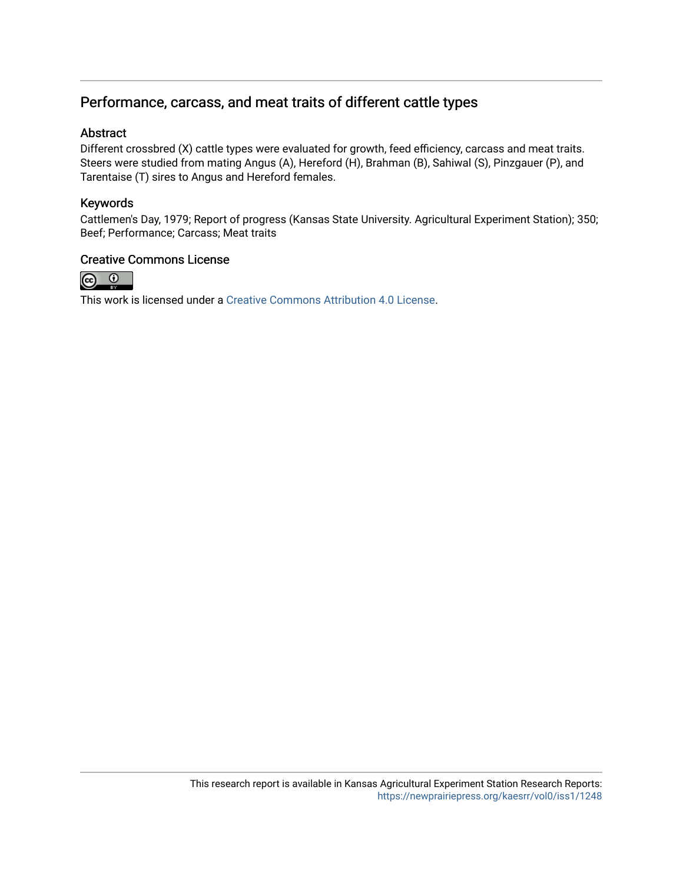# Performance, carcass, and meat traits of different cattle types

## Abstract

Different crossbred (X) cattle types were evaluated for growth, feed efficiency, carcass and meat traits. Steers were studied from mating Angus (A), Hereford (H), Brahman (B), Sahiwal (S), Pinzgauer (P), and Tarentaise (T) sires to Angus and Hereford females.

## Keywords

Cattlemen's Day, 1979; Report of progress (Kansas State University. Agricultural Experiment Station); 350; Beef; Performance; Carcass; Meat traits

## Creative Commons License

This work is licensed under a Creative Commons Attribution 4.0 License.

This research report is available in Kansas Agricultural Experiment Station Research Reports: https://newprairiepress.org/kaesrr/vol0/iss1/1248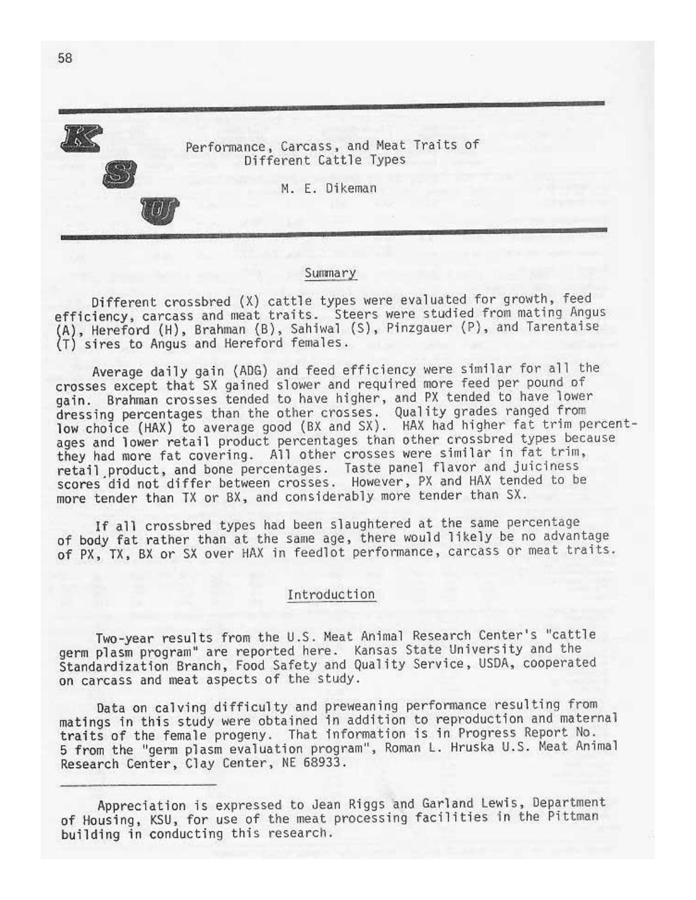# Performance, Carcass, and Meat Traits of Different Cattle Types

M. E. Dikeman

## Summary

Different crossbred (X) cattle types were evaluated for growth, feed efficiency, carcass and meat traits. Steers were studied from mating Angus (A), Hereford (H), Brahman (B), Sahiwal (S), Pinzgauer (P), and Tarentaise (T) sires to Angus and Hereford females.

Average daily gain (ADG) and feed efficiency were similar for all the crosses except that SX gained slower and required more feed per pound of gain. Brahman crosses tended to have higher, and PX tended to have lower dressing percentages than the other crosses. Quality grades ranged from low choice (HAX) to average good (BX and SX). HAX had higher fat trim percentages and lower retail product percentages than other crossbred types because they had more fat covering. All other crosses were similar in fat trim, retail product, and bone percentages. Taste panel flavor and juiciness scores did not differ between crosses. However, PX and HAX tended to be more tender than TX or BX, and considerably more tender than SX.

If all crossbred types had been slaughtered at the same percentage of body fat rather than at the same age, there would likely be no advantage of PX, TX, BX or SX over HAX in feedlot performance, carcass or meat traits.

## Introduction

Two-year results from the U.S. Meat Animal Research Center's "cattle germ plasm program" are reported here. Kansas State University and the Standardization Branch, Food Safety and Quality Service, USDA, cooperated on carcass and meat aspects of the study.

Data on calving difficulty and preweaning performance resulting from matings in this study were obtained in addition to reproduction and maternal traits of the female progeny. That information is in Progress Report No. 5 from the "germ plasm evaluation program", Roman L. Hruska U.S. Meat Animal Research Center, Clay Center, NE 68933.

---

Appreciation is expressed to Jean Riggs and Garland Lewis, Department of Housing, KSU, for use of the meat processing facilities in the Pittman building in conducting this research.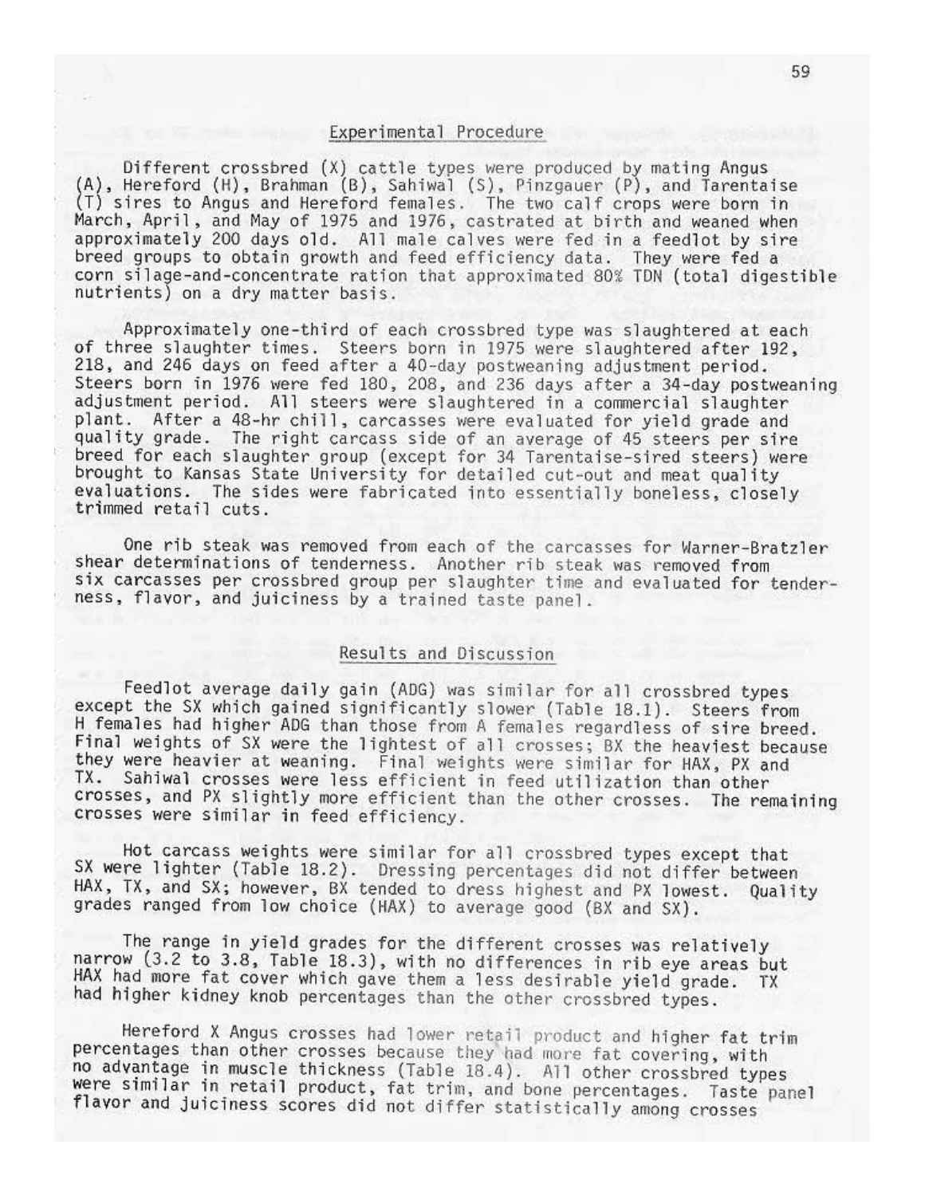## Experimental Procedure

Different crossbred (X) cattle types were produced by mating Angus (A), Hereford (H), Brahman (B), Sahiwal (S), Pinzgauer (P), and Tarentaise (T) sires to Angus and Hereford females. The two calf crops were born in March, April, and May of 1975 and 1976, castrated at birth and weaned when approximately 200 days old. All male calves were fed in a feedlot by sire breed groups to obtain growth and feed efficiency data. They were fed a corn silage-and-concentrate ration that approximated 80% TDN (total digestible nutrients) on a dry matter basis.

Approximately one-third of each crossbred type was slaughtered at each of three slaughter times. Steers born in 1975 were slaughtered after 192, 218, and 246 days on feed after a 40-day postweaning adjustment period. Steers born in 1976 were fed 180, 208, and 236 days after a 34-day postweaning adjustment period. All steers were slaughtered in a commercial slaughter plant. After a 48-hr chill, carcasses were evaluated for yield grade and quality grade. The right carcass side of an average of 45 steers per sire breed for each slaughter group (except for 34 Tarentaise-sired steers) were brought to Kansas State University for detailed cut-out and meat quality evaluations. The sides were fabricated into essentially boneless, closely trimmed retail cuts.

One rib steak was removed from each of the carcasses for Warner-Bratzler shear determinations of tenderness. Another rib steak was removed from six carcasses per crossbred group per slaughter time and evaluated for tenderness, flavor, and juiciness by a trained taste panel.

## Results and Discussion

Feedlot average daily gain (ADG) was similar for all crossbred types except the SX which gained significantly slower (Table 18.1). Steers from H females had higher ADG than those from A females regardless of sire breed. Final weights of SX were the lightest of all crosses; BX the heaviest because they were heavier at weaning. Final weights were similar for HAX, PX and TX. Sahiwal crosses were less efficient in feed utilization than other crosses, and PX slightly more efficient than the other crosses. The remaining crosses were similar in feed efficiency.

Hot carcass weights were similar for all crossbred types except that SX were lighter (Table 18.2). Dressing percentages did not differ between HAX, TX, and SX; however, BX tended to dress highest and PX lowest. Quality grades ranged from low choice (HAX) to average good (BX and SX).

The range in yield grades for the different crosses was relatively narrow (3.2 to 3.8, Table 18.3), with no differences in rib eye areas but HAX had more fat cover which gave them a less desirable yield grade. TX had higher kidney knob percentages than the other crossbred types.

Hereford X Angus crosses had lower retail product and higher fat trim percentages than other crosses because they had more fat covering, with no advantage in muscle thickness (Table 18.4). All other crossbred types were similar in retail product, fat trim, and bone percentages. Taste panel flavor and juiciness scores did not differ statistically among crosses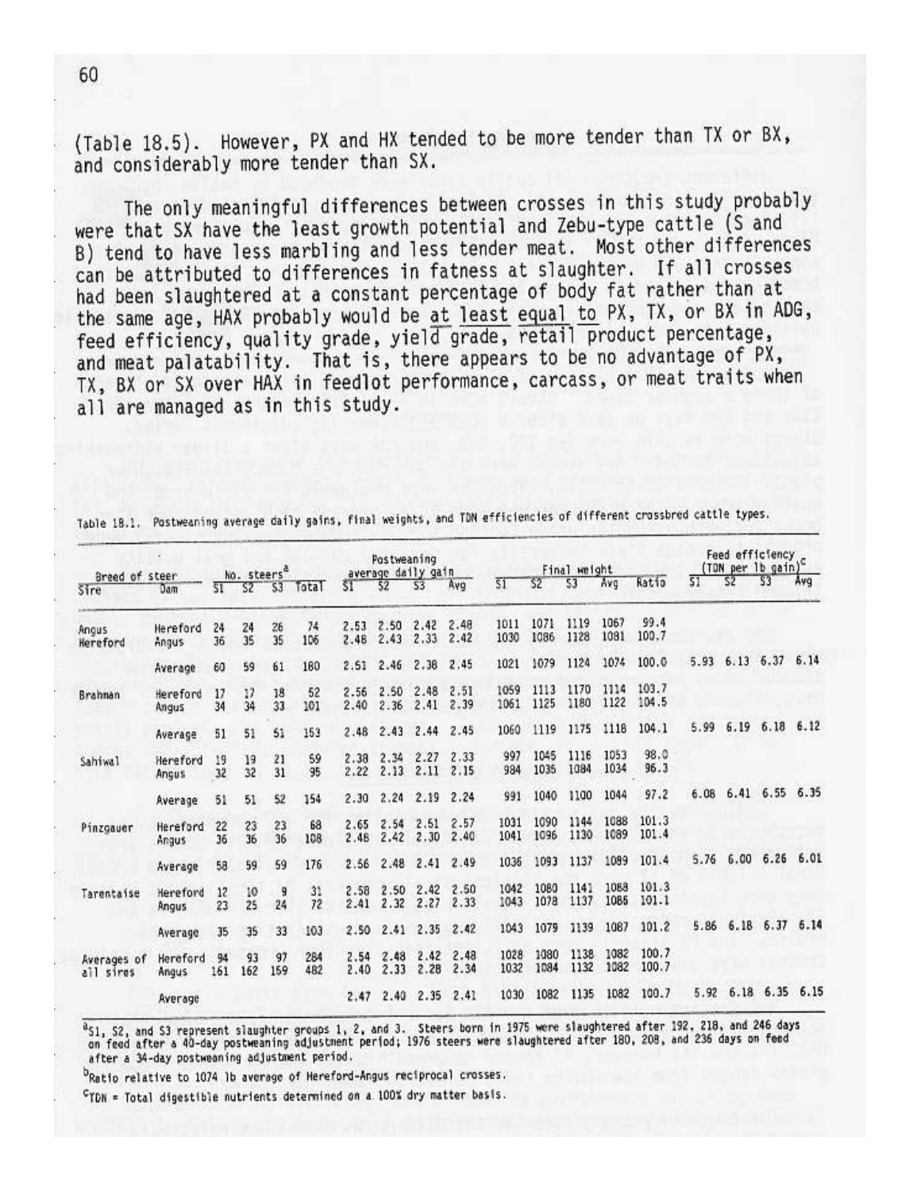(Table 18.5). However, PX and HX tended to be more tender than TX or BX, and considerably more tender than SX.

The only meaningful differences between crosses in this study probably were that SX have the least growth potential and Zebu-type cattle (S and B) tend to have less marbling and less tender meat. Most other differences can be attributed to differences in fatness at slaughter. If all crosses had been slaughtered at a constant percentage of body fat rather than at the same age, HAX probably would be at least equal to PX, TX, or BX in ADG, feed efficiency, quality grade, yield grade, retail product percentage, and meat palatability. That is, there appears to be no advantage of PX, TX, BX or SX over HAX in feedlot performance, carcass, or meat traits when all are managed as in this study.

Table 18.1. Postweaning average daily gains, final weights, and TDN efficiencies of different crossbred cattle types.

| Breed of steer | | No. steers[a] | | | | Postweaning average daily gain | | | | Final weight | | | | | Feed efficiency (TDN per lb gain)[c] | | | |
|---|---|---|---|---|---|---|---|---|---|---|---|---|---|---|---|---|---|---|
| Sire | Dam | S1 | S2 | S3 | Total | S1 | S2 | S3 | Avg | S1 | S2 | S3 | Avg | Ratio[b] | S1 | S2 | S3 | Avg |
| Angus | Hereford | 24 | 24 | 26 | 74 | 2.53 | 2.50 | 2.42 | 2.48 | 1011 | 1071 | 1119 | 1067 | 99.4 | | | | |
| Hereford | Angus | 36 | 35 | 35 | 106 | 2.48 | 2.43 | 2.33 | 2.42 | 1030 | 1086 | 1128 | 1081 | 100.7 | | | | |
| | Average | 60 | 59 | 61 | 180 | 2.51 | 2.46 | 2.38 | 2.45 | 1021 | 1079 | 1124 | 1074 | 100.0 | 5.93 | 6.13 | 6.37 | 6.14 |
| Brahman | Hereford | 17 | 17 | 18 | 52 | 2.56 | 2.50 | 2.48 | 2.51 | 1059 | 1113 | 1170 | 1114 | 103.7 | | | | |
| | Angus | 34 | 34 | 33 | 101 | 2.40 | 2.36 | 2.41 | 2.39 | 1061 | 1125 | 1180 | 1122 | 104.5 | | | | |
| | Average | 51 | 51 | 51 | 153 | 2.48 | 2.43 | 2.44 | 2.45 | 1060 | 1119 | 1175 | 1118 | 104.1 | 5.99 | 6.19 | 6.18 | 6.12 |
| Sahiwal | Hereford | 19 | 19 | 21 | 59 | 2.38 | 2.34 | 2.27 | 2.33 | 997 | 1045 | 1116 | 1053 | 98.0 | | | | |
| | Angus | 32 | 32 | 31 | 95 | 2.22 | 2.13 | 2.11 | 2.15 | 984 | 1035 | 1084 | 1034 | 96.3 | | | | |
| | Average | 51 | 51 | 52 | 154 | 2.30 | 2.24 | 2.19 | 2.24 | 991 | 1040 | 1100 | 1044 | 97.2 | 6.08 | 6.41 | 6.55 | 6.35 |
| Pinzgauer | Hereford | 22 | 23 | 23 | 68 | 2.65 | 2.54 | 2.51 | 2.57 | 1031 | 1090 | 1144 | 1088 | 101.3 | | | | |
| | Angus | 36 | 36 | 36 | 108 | 2.48 | 2.42 | 2.30 | 2.40 | 1041 | 1096 | 1130 | 1089 | 101.4 | | | | |
| | Average | 58 | 59 | 59 | 176 | 2.56 | 2.48 | 2.41 | 2.49 | 1036 | 1093 | 1137 | 1089 | 101.4 | 5.76 | 6.00 | 6.26 | 6.01 |
| Tarentaise | Hereford | 12 | 10 | 9 | 31 | 2.58 | 2.50 | 2.42 | 2.50 | 1042 | 1080 | 1141 | 1088 | 101.3 | | | | |
| | Angus | 23 | 25 | 24 | 72 | 2.41 | 2.32 | 2.27 | 2.33 | 1043 | 1078 | 1137 | 1086 | 101.1 | | | | |
| | Average | 35 | 35 | 33 | 103 | 2.50 | 2.41 | 2.35 | 2.42 | 1043 | 1079 | 1139 | 1087 | 101.2 | 5.86 | 6.18 | 6.37 | 6.14 |
| Averages of all sires | Hereford | 94 | 93 | 97 | 284 | 2.54 | 2.48 | 2.42 | 2.48 | 1028 | 1080 | 1138 | 1082 | 100.7 | | | | |
| | Angus | 161 | 162 | 159 | 482 | 2.40 | 2.33 | 2.28 | 2.34 | 1032 | 1084 | 1132 | 1082 | 100.7 | | | | |
| | Average | | | | | 2.47 | 2.40 | 2.35 | 2.41 | 1030 | 1082 | 1135 | 1082 | 100.7 | 5.92 | 6.18 | 6.35 | 6.15 |

[a]S1, S2, and S3 represent slaughter groups 1, 2, and 3. Steers born in 1975 were slaughtered after 192, 218, and 246 days on feed after a 40-day postweaning adjustment period; 1976 steers were slaughtered after 180, 208, and 236 days on feed after a 34-day postweaning adjustment period.

[b]Ratio relative to 1074 lb average of Hereford-Angus reciprocal crosses.

[c]TDN = Total digestible nutrients determined on a 100% dry matter basis.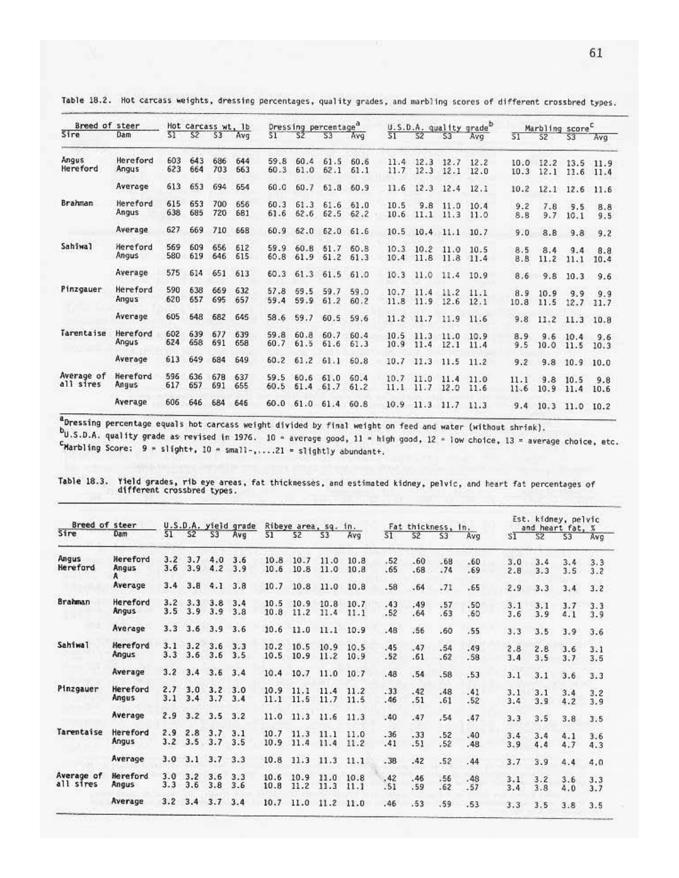Table 18.2. Hot carcass weights, dressing percentages, quality grades, and marbling scores of different crossbred types.

| Breed of steer | | Hot carcass wt, lb | | | | Dressing percentage[a] | | | | U.S.D.A. quality grade[b] | | | | Marbling score[c] | | | |
|---|---|---|---|---|---|---|---|---|---|---|---|---|---|---|---|---|---|
| Sire | Dam | S1 | S2 | S3 | Avg | S1 | S2 | S3 | Avg | S1 | S2 | S3 | Avg | S1 | S2 | S3 | Avg |
| Angus | Hereford | 603 | 643 | 686 | 644 | 59.8 | 60.4 | 61.5 | 60.6 | 11.4 | 12.3 | 12.7 | 12.2 | 10.0 | 12.2 | 13.5 | 11.9 |
| Hereford | Angus | 623 | 664 | 703 | 663 | 60.3 | 61.0 | 62.1 | 61.1 | 11.7 | 12.3 | 12.1 | 12.0 | 10.3 | 12.1 | 11.6 | 11.4 |
| | Average | 613 | 653 | 694 | 654 | 60.0 | 60.7 | 61.8 | 60.9 | 11.6 | 12.3 | 12.4 | 12.1 | 10.2 | 12.1 | 12.6 | 11.6 |
| Brahman | Hereford | 615 | 653 | 700 | 656 | 60.3 | 61.3 | 61.6 | 61.0 | 10.5 | 9.8 | 11.0 | 10.4 | 9.2 | 7.8 | 9.5 | 8.8 |
| | Angus | 638 | 685 | 720 | 681 | 61.6 | 62.6 | 62.5 | 62.2 | 10.6 | 11.1 | 11.3 | 11.0 | 8.8 | 9.7 | 10.1 | 9.5 |
| | Average | 627 | 669 | 710 | 668 | 60.9 | 62.0 | 62.0 | 61.6 | 10.5 | 10.4 | 11.1 | 10.7 | 9.0 | 8.8 | 9.8 | 9.2 |
| Sahiwal | Hereford | 569 | 609 | 656 | 612 | 59.9 | 60.8 | 61.7 | 60.8 | 10.3 | 10.2 | 11.0 | 10.5 | 8.5 | 8.4 | 9.4 | 8.8 |
| | Angus | 580 | 619 | 646 | 615 | 60.8 | 61.9 | 61.2 | 61.3 | 10.4 | 11.8 | 11.8 | 11.4 | 8.8 | 11.2 | 11.1 | 10.4 |
| | Average | 575 | 614 | 651 | 613 | 60.3 | 61.3 | 61.5 | 61.0 | 10.3 | 11.0 | 11.4 | 10.9 | 8.6 | 9.8 | 10.3 | 9.6 |
| Pinzgauer | Hereford | 590 | 638 | 669 | 632 | 57.8 | 59.5 | 59.7 | 59.0 | 10.7 | 11.4 | 11.2 | 11.1 | 8.9 | 10.9 | 9.9 | 9.9 |
| | Angus | 620 | 657 | 695 | 657 | 59.4 | 59.9 | 61.2 | 60.2 | 11.8 | 11.9 | 12.6 | 12.1 | 10.8 | 11.5 | 12.7 | 11.7 |
| | Average | 605 | 648 | 682 | 645 | 58.6 | 59.7 | 60.5 | 59.6 | 11.2 | 11.7 | 11.9 | 11.6 | 9.8 | 11.2 | 11.3 | 10.8 |
| Tarentaise | Hereford | 602 | 639 | 677 | 639 | 59.8 | 60.8 | 60.7 | 60.4 | 10.5 | 11.3 | 11.0 | 10.9 | 8.9 | 9.6 | 10.4 | 9.6 |
| | Angus | 624 | 658 | 691 | 658 | 60.7 | 61.5 | 61.6 | 61.3 | 10.9 | 11.4 | 12.1 | 11.4 | 9.5 | 10.0 | 11.5 | 10.3 |
| | Average | 613 | 649 | 684 | 649 | 60.2 | 61.2 | 61.1 | 60.8 | 10.7 | 11.3 | 11.5 | 11.2 | 9.2 | 9.8 | 10.9 | 10.0 |
| Average of all sires | Hereford | 596 | 636 | 678 | 637 | 59.5 | 60.6 | 61.0 | 60.4 | 10.7 | 11.0 | 11.4 | 11.0 | 11.1 | 9.8 | 10.5 | 9.8 |
| | Angus | 617 | 657 | 691 | 655 | 60.5 | 61.4 | 61.7 | 61.2 | 11.1 | 11.7 | 12.0 | 11.6 | 11.6 | 10.9 | 11.4 | 10.6 |
| | Average | 606 | 646 | 684 | 646 | 60.0 | 61.0 | 61.4 | 60.8 | 10.9 | 11.3 | 11.7 | 11.3 | 9.4 | 10.3 | 11.0 | 10.2 |

[a]Dressing percentage equals hot carcass weight divided by final weight on feed and water (without shrink).
[b]U.S.D.A. quality grade as revised in 1976. 10 = average good, 11 = high good, 12 = low choice, 13 = average choice, etc.
[c]Marbling Score: 9 = slight+, 10 = small-,....21 = slightly abundant+.

Table 18.3. Yield grades, rib eye areas, fat thicknesses, and estimated kidney, pelvic, and heart fat percentages of different crossbred types.

| Breed of steer | | U.S.D.A. yield grade | | | | Ribeye area, sq. in. | | | | Fat thickness, in. | | | | Est. kidney, pelvic and heart fat, % | | | |
|---|---|---|---|---|---|---|---|---|---|---|---|---|---|---|---|---|---|
| Sire | Dam | S1 | S2 | S3 | Avg | S1 | S2 | S3 | Avg | S1 | S2 | S3 | Avg | S1 | S2 | S3 | Avg |
| Angus | Hereford | 3.2 | 3.7 | 4.0 | 3.6 | 10.8 | 10.7 | 11.0 | 10.8 | .52 | .60 | .68 | .60 | 3.0 | 3.4 | 3.4 | 3.3 |
| Hereford | Angus | 3.6 | 3.9 | 4.2 | 3.9 | 10.6 | 10.8 | 11.0 | 10.8 | .65 | .68 | .74 | .69 | 2.8 | 3.3 | 3.5 | 3.2 |
| | Average | 3.4 | 3.8 | 4.1 | 3.8 | 10.7 | 10.8 | 11.0 | 10.8 | .58 | .64 | .71 | .65 | 2.9 | 3.3 | 3.4 | 3.2 |
| Brahman | Hereford | 3.2 | 3.3 | 3.8 | 3.4 | 10.5 | 10.9 | 10.8 | 10.7 | .43 | .49 | .57 | .50 | 3.1 | 3.1 | 3.7 | 3.3 |
| | Angus | 3.5 | 3.9 | 3.9 | 3.8 | 10.8 | 11.2 | 11.4 | 11.1 | .52 | .64 | .63 | .60 | 3.6 | 3.9 | 4.1 | 3.9 |
| | Average | 3.3 | 3.6 | 3.9 | 3.6 | 10.6 | 11.0 | 11.1 | 10.9 | .48 | .56 | .60 | .55 | 3.3 | 3.5 | 3.9 | 3.6 |
| Sahiwal | Hereford | 3.1 | 3.2 | 3.6 | 3.3 | 10.2 | 10.5 | 10.9 | 10.5 | .45 | .47 | .54 | .49 | 2.8 | 2.8 | 3.6 | 3.1 |
| | Angus | 3.3 | 3.6 | 3.6 | 3.5 | 10.5 | 10.9 | 11.2 | 10.9 | .52 | .61 | .62 | .58 | 3.4 | 3.5 | 3.7 | 3.5 |
| | Average | 3.2 | 3.4 | 3.6 | 3.4 | 10.4 | 10.7 | 11.0 | 10.7 | .48 | .54 | .58 | .53 | 3.1 | 3.1 | 3.6 | 3.3 |
| Pinzgauer | Hereford | 2.7 | 3.0 | 3.2 | 3.0 | 10.9 | 11.1 | 11.4 | 11.2 | .33 | .42 | .48 | .41 | 3.1 | 3.1 | 3.4 | 3.2 |
| | Angus | 3.1 | 3.4 | 3.7 | 3.4 | 11.1 | 11.5 | 11.7 | 11.5 | .46 | .51 | .61 | .52 | 3.4 | 3.9 | 4.2 | 3.9 |
| | Average | 2.9 | 3.2 | 3.5 | 3.2 | 11.0 | 11.3 | 11.6 | 11.3 | .40 | .47 | .54 | .47 | 3.3 | 3.5 | 3.8 | 3.5 |
| Tarentaise | Hereford | 2.9 | 2.8 | 3.7 | 3.1 | 10.7 | 11.3 | 11.1 | 11.0 | .36 | .33 | .52 | .40 | 3.4 | 3.4 | 4.1 | 3.6 |
| | Angus | 3.2 | 3.5 | 3.7 | 3.5 | 10.9 | 11.4 | 11.4 | 11.2 | .41 | .51 | .52 | .48 | 3.9 | 4.4 | 4.7 | 4.3 |
| | Average | 3.0 | 3.1 | 3.7 | 3.3 | 10.8 | 11.3 | 11.3 | 11.1 | .38 | .42 | .52 | .44 | 3.7 | 3.9 | 4.4 | 4.0 |
| Average of all sires | Hereford | 3.0 | 3.2 | 3.6 | 3.3 | 10.6 | 10.9 | 11.0 | 10.8 | .42 | .46 | .56 | .48 | 3.1 | 3.2 | 3.6 | 3.3 |
| | Angus | 3.3 | 3.6 | 3.8 | 3.6 | 10.8 | 11.2 | 11.3 | 11.1 | .51 | .59 | .62 | .57 | 3.4 | 3.8 | 4.0 | 3.7 |
| | Average | 3.2 | 3.4 | 3.7 | 3.4 | 10.7 | 11.0 | 11.2 | 11.0 | .46 | .53 | .59 | .53 | 3.3 | 3.5 | 3.8 | 3.5 |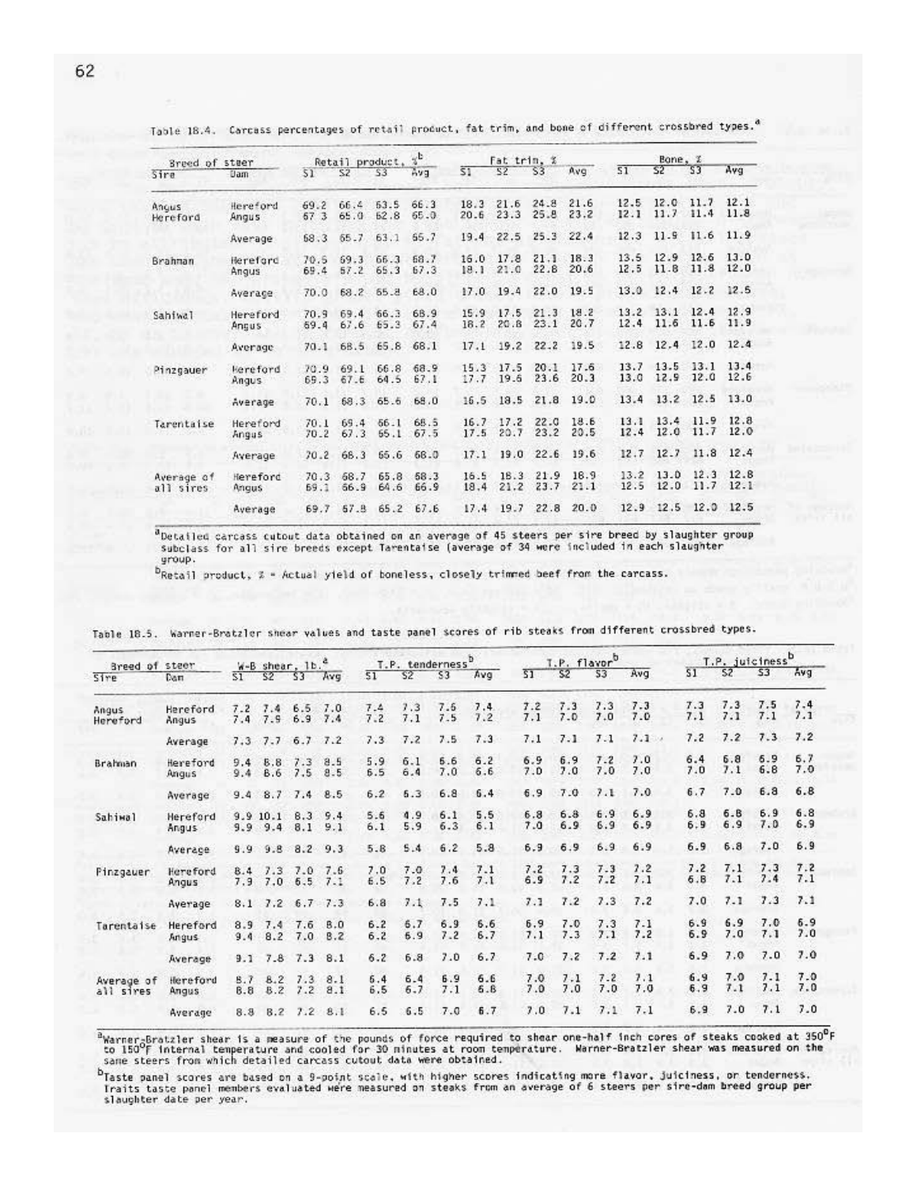Table 18.4. Carcass percentages of retail product, fat trim, and bone of different crossbred types.[a]

| Breed of steer | | Retail product, %[b] | | | | Fat trim, % | | | | Bone, % | | | |
|---|---|---|---|---|---|---|---|---|---|---|---|---|---|
| Sire | Dam | S1 | S2 | S3 | Avg | S1 | S2 | S3 | Avg | S1 | S2 | S3 | Avg |
| Angus | Hereford | 69.2 | 66.4 | 63.5 | 66.3 | 18.3 | 21.6 | 24.8 | 21.6 | 12.5 | 12.0 | 11.7 | 12.1 |
| Hereford | Angus | 67.3 | 65.0 | 62.8 | 65.0 | 20.6 | 23.3 | 25.8 | 23.2 | 12.1 | 11.7 | 11.4 | 11.8 |
| | Average | 68.3 | 65.7 | 63.1 | 65.7 | 19.4 | 22.5 | 25.3 | 22.4 | 12.3 | 11.9 | 11.6 | 11.9 |
| Brahman | Hereford | 70.5 | 69.3 | 66.3 | 68.7 | 16.0 | 17.8 | 21.1 | 18.3 | 13.5 | 12.9 | 12.6 | 13.0 |
| | Angus | 69.4 | 67.2 | 65.3 | 67.3 | 18.1 | 21.0 | 22.8 | 20.6 | 12.5 | 11.8 | 11.8 | 12.0 |
| | Average | 70.0 | 68.2 | 65.8 | 68.0 | 17.0 | 19.4 | 22.0 | 19.5 | 13.0 | 12.4 | 12.2 | 12.5 |
| Sahiwal | Hereford | 70.9 | 69.4 | 66.3 | 68.9 | 15.9 | 17.5 | 21.3 | 18.2 | 13.2 | 13.1 | 12.4 | 12.9 |
| | Angus | 69.4 | 67.6 | 65.3 | 67.4 | 18.2 | 20.8 | 23.1 | 20.7 | 12.4 | 11.6 | 11.6 | 11.9 |
| | Average | 70.1 | 68.5 | 65.8 | 68.1 | 17.1 | 19.2 | 22.2 | 19.5 | 12.8 | 12.4 | 12.0 | 12.4 |
| Pinzgauer | Hereford | 70.9 | 69.1 | 66.8 | 68.9 | 15.3 | 17.5 | 20.1 | 17.6 | 13.7 | 13.5 | 13.1 | 13.4 |
| | Angus | 69.3 | 67.6 | 64.5 | 67.1 | 17.7 | 19.6 | 23.6 | 20.3 | 13.0 | 12.9 | 12.0 | 12.6 |
| | Average | 70.1 | 68.3 | 65.6 | 68.0 | 16.5 | 18.5 | 21.8 | 19.0 | 13.4 | 13.2 | 12.5 | 13.0 |
| Tarentaise | Hereford | 70.1 | 69.4 | 66.1 | 68.5 | 16.7 | 17.2 | 22.0 | 18.6 | 13.1 | 13.4 | 11.9 | 12.8 |
| | Angus | 70.2 | 67.3 | 65.1 | 67.5 | 17.5 | 20.7 | 23.2 | 20.5 | 12.4 | 12.0 | 11.7 | 12.0 |
| | Average | 70.2 | 68.3 | 65.6 | 68.0 | 17.1 | 19.0 | 22.6 | 19.6 | 12.7 | 12.7 | 11.8 | 12.4 |
| Average of all sires | Hereford | 70.3 | 68.7 | 65.8 | 68.3 | 16.5 | 18.3 | 21.9 | 18.9 | 13.2 | 13.0 | 12.3 | 12.8 |
| | Angus | 69.1 | 66.9 | 64.6 | 66.9 | 18.4 | 21.2 | 23.7 | 21.1 | 12.5 | 12.0 | 11.7 | 12.1 |
| | Average | 69.7 | 67.8 | 65.2 | 67.6 | 17.4 | 19.7 | 22.8 | 20.0 | 12.9 | 12.5 | 12.0 | 12.5 |

[a]Detailed carcass cutout data obtained on an average of 45 steers per sire breed by slaughter group subclass for all sire breeds except Tarentaise (average of 34 were included in each slaughter group.

[b]Retail product, % = Actual yield of boneless, closely trimmed beef from the carcass.

Table 18.5. Warner-Bratzler shear values and taste panel scores of rib steaks from different crossbred types.

| Breed of steer | | W-B shear, lb.[a] | | | | T.P. tenderness[b] | | | | T.P. flavor[b] | | | | T.P. juiciness[b] | | | |
|---|---|---|---|---|---|---|---|---|---|---|---|---|---|---|---|---|---|
| Sire | Dam | S1 | S2 | S3 | Avg | S1 | S2 | S3 | Avg | S1 | S2 | S3 | Avg | S1 | S2 | S3 | Avg |
| Angus | Hereford | 7.2 | 7.4 | 6.5 | 7.0 | 7.4 | 7.3 | 7.6 | 7.4 | 7.2 | 7.3 | 7.3 | 7.3 | 7.3 | 7.3 | 7.5 | 7.4 |
| Hereford | Angus | 7.4 | 7.9 | 6.9 | 7.4 | 7.2 | 7.1 | 7.5 | 7.2 | 7.1 | 7.0 | 7.0 | 7.0 | 7.1 | 7.1 | 7.1 | 7.1 |
| | Average | 7.3 | 7.7 | 6.7 | 7.2 | 7.3 | 7.2 | 7.5 | 7.3 | 7.1 | 7.1 | 7.1 | 7.1 | 7.2 | 7.2 | 7.3 | 7.2 |
| Brahman | Hereford | 9.4 | 8.8 | 7.3 | 8.5 | 5.9 | 6.1 | 6.6 | 6.2 | 6.9 | 6.9 | 7.2 | 7.0 | 6.4 | 6.8 | 6.9 | 6.7 |
| | Angus | 9.4 | 8.6 | 7.5 | 8.5 | 6.5 | 6.4 | 7.0 | 6.6 | 7.0 | 7.0 | 7.0 | 7.0 | 7.0 | 7.1 | 6.8 | 7.0 |
| | Average | 9.4 | 8.7 | 7.4 | 8.5 | 6.2 | 6.3 | 6.8 | 6.4 | 6.9 | 7.0 | 7.1 | 7.0 | 6.7 | 7.0 | 6.8 | 6.8 |
| Sahiwal | Hereford | 9.9 | 10.1 | 8.3 | 9.4 | 5.6 | 4.9 | 6.1 | 5.5 | 6.8 | 6.8 | 6.9 | 6.9 | 6.8 | 6.8 | 6.9 | 6.8 |
| | Angus | 9.9 | 9.4 | 8.1 | 9.1 | 6.1 | 5.9 | 6.3 | 6.1 | 7.0 | 6.9 | 6.9 | 6.9 | 6.9 | 6.9 | 7.0 | 6.9 |
| | Average | 9.9 | 9.8 | 8.2 | 9.3 | 5.8 | 5.4 | 6.2 | 5.8 | 6.9 | 6.9 | 6.9 | 6.9 | 6.9 | 6.8 | 7.0 | 6.9 |
| Pinzgauer | Hereford | 8.4 | 7.3 | 7.0 | 7.6 | 7.0 | 7.0 | 7.4 | 7.1 | 7.2 | 7.3 | 7.3 | 7.2 | 7.2 | 7.1 | 7.3 | 7.2 |
| | Angus | 7.9 | 7.0 | 6.5 | 7.1 | 6.5 | 7.2 | 7.6 | 7.1 | 6.9 | 7.2 | 7.2 | 7.1 | 6.8 | 7.1 | 7.4 | 7.1 |
| | Average | 8.1 | 7.2 | 6.7 | 7.3 | 6.8 | 7.1 | 7.5 | 7.1 | 7.1 | 7.2 | 7.3 | 7.2 | 7.0 | 7.1 | 7.3 | 7.1 |
| Tarentaise | Hereford | 8.9 | 7.4 | 7.6 | 8.0 | 6.2 | 6.7 | 6.9 | 6.6 | 6.9 | 7.0 | 7.3 | 7.1 | 6.9 | 6.9 | 7.0 | 6.9 |
| | Angus | 9.4 | 8.2 | 7.0 | 8.2 | 6.2 | 6.9 | 7.2 | 6.7 | 7.1 | 7.3 | 7.1 | 7.2 | 6.9 | 7.0 | 7.1 | 7.0 |
| | Average | 9.1 | 7.8 | 7.3 | 8.1 | 6.2 | 6.8 | 7.0 | 6.7 | 7.0 | 7.2 | 7.2 | 7.1 | 6.9 | 7.0 | 7.0 | 7.0 |
| Average of all sires | Hereford | 8.7 | 8.2 | 7.3 | 8.1 | 6.4 | 6.4 | 6.9 | 6.6 | 7.0 | 7.1 | 7.2 | 7.1 | 6.9 | 7.0 | 7.1 | 7.0 |
| | Angus | 8.8 | 8.2 | 7.2 | 8.1 | 6.5 | 6.7 | 7.1 | 6.8 | 7.0 | 7.0 | 7.0 | 7.0 | 6.9 | 7.1 | 7.1 | 7.0 |
| | Average | 8.8 | 8.2 | 7.2 | 8.1 | 6.5 | 6.5 | 7.0 | 6.7 | 7.0 | 7.1 | 7.1 | 7.1 | 6.9 | 7.0 | 7.1 | 7.0 |

[a]Warner-Bratzler shear is a measure of the pounds of force required to shear one-half inch cores of steaks cooked at 350°F to 150°F internal temperature and cooled for 30 minutes at room temperature. Warner-Bratzler shear was measured on the same steers from which detailed carcass cutout data were obtained.

[b]Taste panel scores are based on a 9-point scale, with higher scores indicating more flavor, juiciness, or tenderness. Traits taste panel members evaluated were measured on steaks from an average of 6 steers per sire-dam breed group per slaughter date per year.